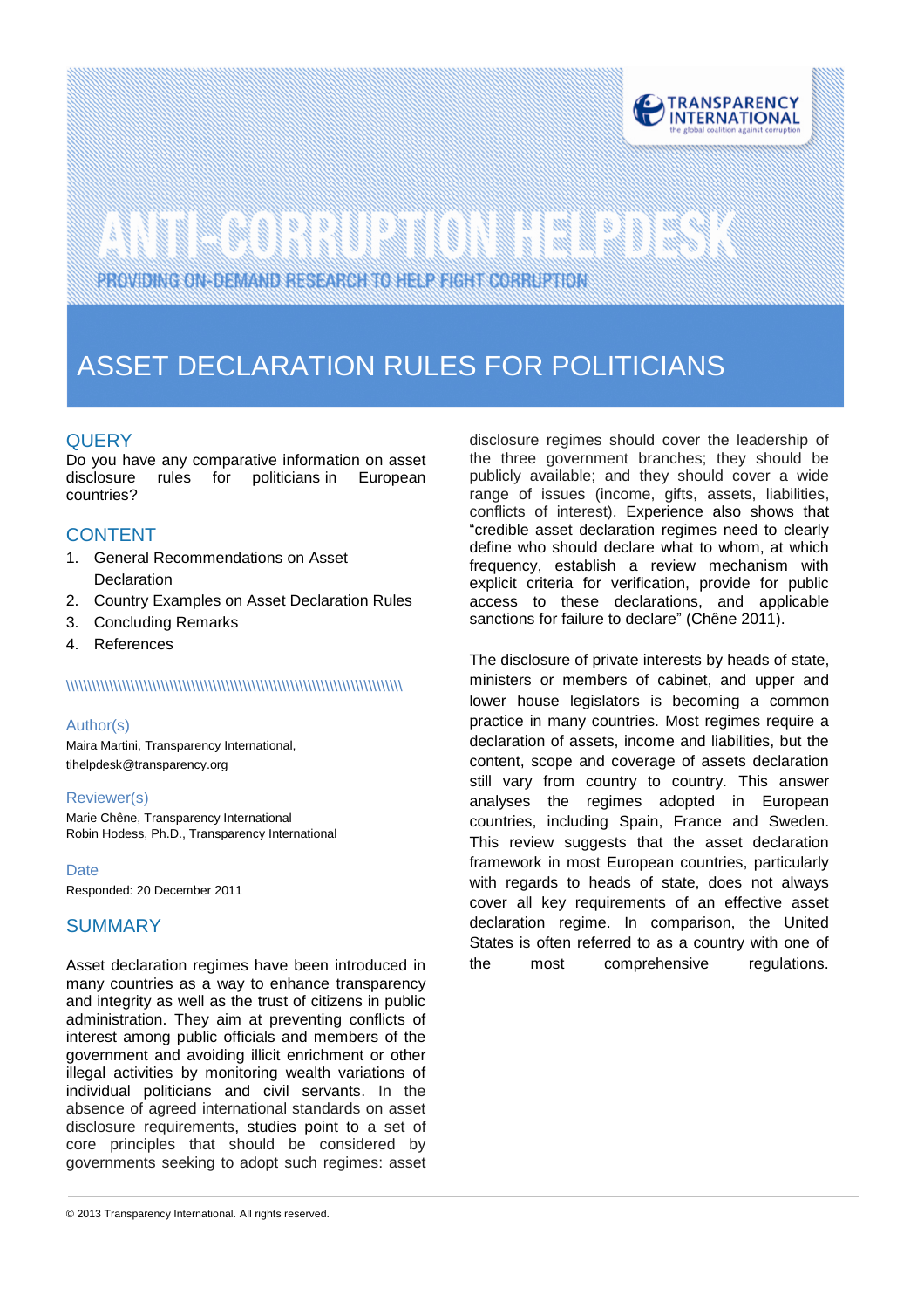ANTI-CORRUPTION HELPDESK

PROVIDING ON-DEMAND RESEARCH TO HELP FIGHT CORRUPTION

# ASSET DECLARATION RULES FOR POLITICIANS

## QUERY

Do you have any comparative information on asset disclosure rules for politicians in European countries?

## CONTENT

1. General Recommendations on Asset Declaration
2. Country Examples on Asset Declaration Rules
3. Concluding Remarks
4. References

### Author(s)

Maira Martini, Transparency International, tihelpdesk@transparency.org

### Reviewer(s)

Marie Chêne, Transparency International
Robin Hodess, Ph.D., Transparency International

### Date

Responded: 20 December 2011

## SUMMARY

Asset declaration regimes have been introduced in many countries as a way to enhance transparency and integrity as well as the trust of citizens in public administration. They aim at preventing conflicts of interest among public officials and members of the government and avoiding illicit enrichment or other illegal activities by monitoring wealth variations of individual politicians and civil servants. In the absence of agreed international standards on asset disclosure requirements, studies point to a set of core principles that should be considered by governments seeking to adopt such regimes: asset disclosure regimes should cover the leadership of the three government branches; they should be publicly available; and they should cover a wide range of issues (income, gifts, assets, liabilities, conflicts of interest). Experience also shows that "credible asset declaration regimes need to clearly define who should declare what to whom, at which frequency, establish a review mechanism with explicit criteria for verification, provide for public access to these declarations, and applicable sanctions for failure to declare" (Chêne 2011).

The disclosure of private interests by heads of state, ministers or members of cabinet, and upper and lower house legislators is becoming a common practice in many countries. Most regimes require a declaration of assets, income and liabilities, but the content, scope and coverage of assets declaration still vary from country to country. This answer analyses the regimes adopted in European countries, including Spain, France and Sweden. This review suggests that the asset declaration framework in most European countries, particularly with regards to heads of state, does not always cover all key requirements of an effective asset declaration regime. In comparison, the United States is often referred to as a country with one of the most comprehensive regulations.

© 2013 Transparency International. All rights reserved.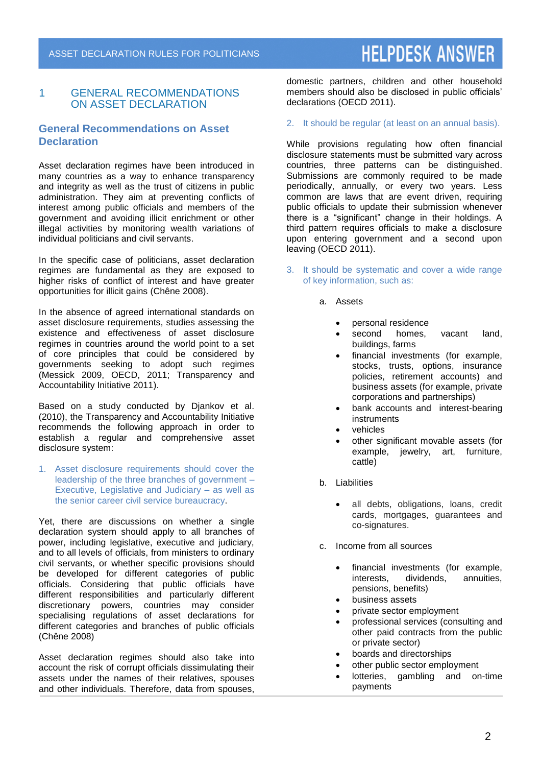# 1 GENERAL RECOMMENDATIONS ON ASSET DECLARATION

## General Recommendations on Asset Declaration

Asset declaration regimes have been introduced in many countries as a way to enhance transparency and integrity as well as the trust of citizens in public administration. They aim at preventing conflicts of interest among public officials and members of the government and avoiding illicit enrichment or other illegal activities by monitoring wealth variations of individual politicians and civil servants.

In the specific case of politicians, asset declaration regimes are fundamental as they are exposed to higher risks of conflict of interest and have greater opportunities for illicit gains (Chêne 2008).

In the absence of agreed international standards on asset disclosure requirements, studies assessing the existence and effectiveness of asset disclosure regimes in countries around the world point to a set of core principles that could be considered by governments seeking to adopt such regimes (Messick 2009, OECD, 2011; Transparency and Accountability Initiative 2011).

Based on a study conducted by Djankov et al. (2010), the Transparency and Accountability Initiative recommends the following approach in order to establish a regular and comprehensive asset disclosure system:

1. Asset disclosure requirements should cover the leadership of the three branches of government – Executive, Legislative and Judiciary – as well as the senior career civil service bureaucracy.

Yet, there are discussions on whether a single declaration system should apply to all branches of power, including legislative, executive and judiciary, and to all levels of officials, from ministers to ordinary civil servants, or whether specific provisions should be developed for different categories of public officials. Considering that public officials have different responsibilities and particularly different discretionary powers, countries may consider specialising regulations of asset declarations for different categories and branches of public officials (Chêne 2008)

Asset declaration regimes should also take into account the risk of corrupt officials dissimulating their assets under the names of their relatives, spouses and other individuals. Therefore, data from spouses, domestic partners, children and other household members should also be disclosed in public officials' declarations (OECD 2011).

2. It should be regular (at least on an annual basis).

While provisions regulating how often financial disclosure statements must be submitted vary across countries, three patterns can be distinguished. Submissions are commonly required to be made periodically, annually, or every two years. Less common are laws that are event driven, requiring public officials to update their submission whenever there is a "significant" change in their holdings. A third pattern requires officials to make a disclosure upon entering government and a second upon leaving (OECD 2011).

3. It should be systematic and cover a wide range of key information, such as:

   a. Assets

      - personal residence
      - second homes, vacant land, buildings, farms
      - financial investments (for example, stocks, trusts, options, insurance policies, retirement accounts) and business assets (for example, private corporations and partnerships)
      - bank accounts and interest-bearing instruments
      - vehicles
      - other significant movable assets (for example, jewelry, art, furniture, cattle)

   b. Liabilities

      - all debts, obligations, loans, credit cards, mortgages, guarantees and co-signatures.

   c. Income from all sources

      - financial investments (for example, interests, dividends, annuities, pensions, benefits)
      - business assets
      - private sector employment
      - professional services (consulting and other paid contracts from the public or private sector)
      - boards and directorships
      - other public sector employment
      - lotteries, gambling and on-time payments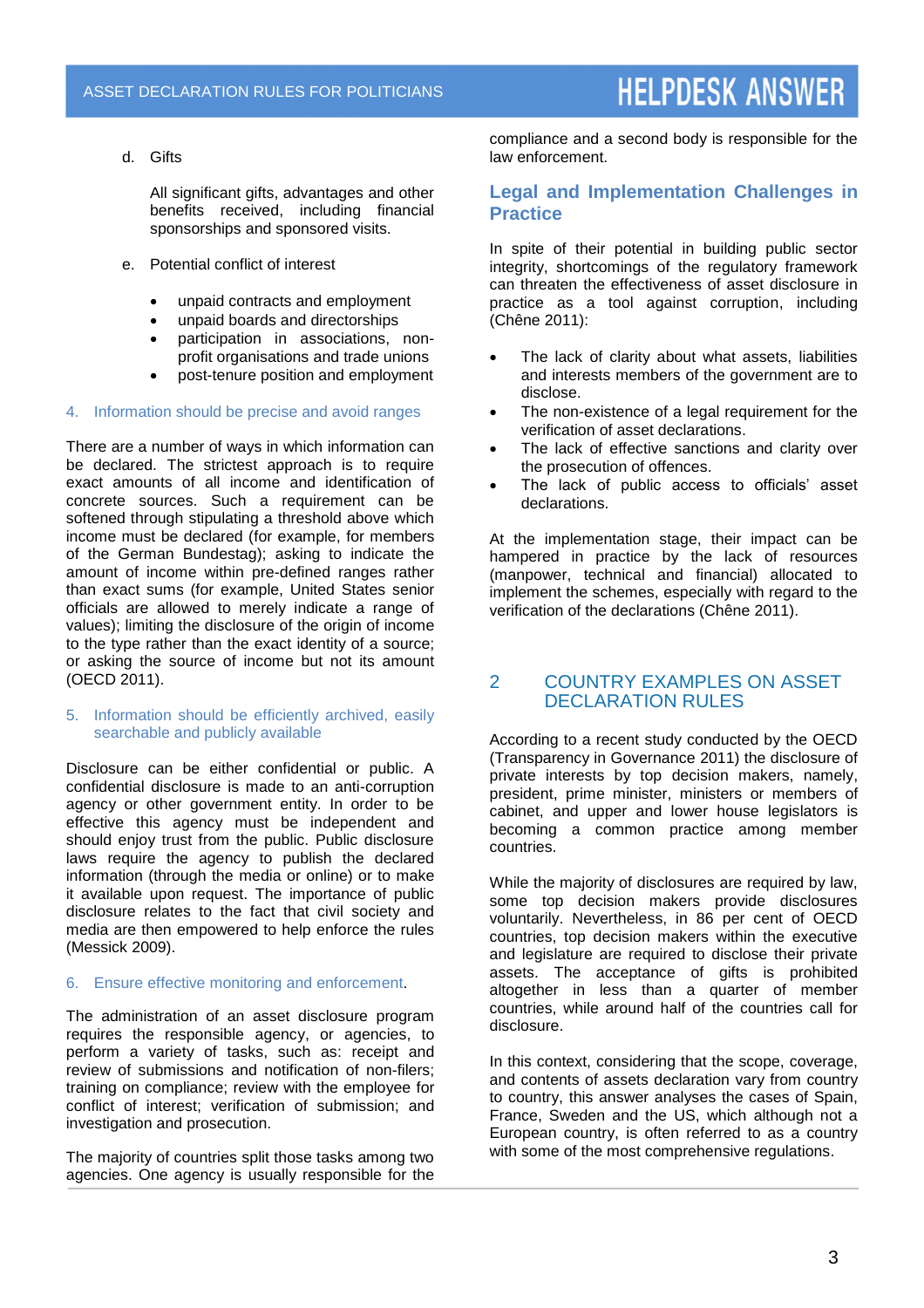d. Gifts

All significant gifts, advantages and other benefits received, including financial sponsorships and sponsored visits.

e. Potential conflict of interest

- unpaid contracts and employment
- unpaid boards and directorships
- participation in associations, non-profit organisations and trade unions
- post-tenure position and employment

### 4. Information should be precise and avoid ranges

There are a number of ways in which information can be declared. The strictest approach is to require exact amounts of all income and identification of concrete sources. Such a requirement can be softened through stipulating a threshold above which income must be declared (for example, for members of the German Bundestag); asking to indicate the amount of income within pre-defined ranges rather than exact sums (for example, United States senior officials are allowed to merely indicate a range of values); limiting the disclosure of the origin of income to the type rather than the exact identity of a source; or asking the source of income but not its amount (OECD 2011).

### 5. Information should be efficiently archived, easily searchable and publicly available

Disclosure can be either confidential or public. A confidential disclosure is made to an anti-corruption agency or other government entity. In order to be effective this agency must be independent and should enjoy trust from the public. Public disclosure laws require the agency to publish the declared information (through the media or online) or to make it available upon request. The importance of public disclosure relates to the fact that civil society and media are then empowered to help enforce the rules (Messick 2009).

### 6. Ensure effective monitoring and enforcement.

The administration of an asset disclosure program requires the responsible agency, or agencies, to perform a variety of tasks, such as: receipt and review of submissions and notification of non-filers; training on compliance; review with the employee for conflict of interest; verification of submission; and investigation and prosecution.

The majority of countries split those tasks among two agencies. One agency is usually responsible for the compliance and a second body is responsible for the law enforcement.

## Legal and Implementation Challenges in Practice

In spite of their potential in building public sector integrity, shortcomings of the regulatory framework can threaten the effectiveness of asset disclosure in practice as a tool against corruption, including (Chêne 2011):

- The lack of clarity about what assets, liabilities and interests members of the government are to disclose.
- The non-existence of a legal requirement for the verification of asset declarations.
- The lack of effective sanctions and clarity over the prosecution of offences.
- The lack of public access to officials' asset declarations.

At the implementation stage, their impact can be hampered in practice by the lack of resources (manpower, technical and financial) allocated to implement the schemes, especially with regard to the verification of the declarations (Chêne 2011).

# 2 COUNTRY EXAMPLES ON ASSET DECLARATION RULES

According to a recent study conducted by the OECD (Transparency in Governance 2011) the disclosure of private interests by top decision makers, namely, president, prime minister, ministers or members of cabinet, and upper and lower house legislators is becoming a common practice among member countries.

While the majority of disclosures are required by law, some top decision makers provide disclosures voluntarily. Nevertheless, in 86 per cent of OECD countries, top decision makers within the executive and legislature are required to disclose their private assets. The acceptance of gifts is prohibited altogether in less than a quarter of member countries, while around half of the countries call for disclosure.

In this context, considering that the scope, coverage, and contents of assets declaration vary from country to country, this answer analyses the cases of Spain, France, Sweden and the US, which although not a European country, is often referred to as a country with some of the most comprehensive regulations.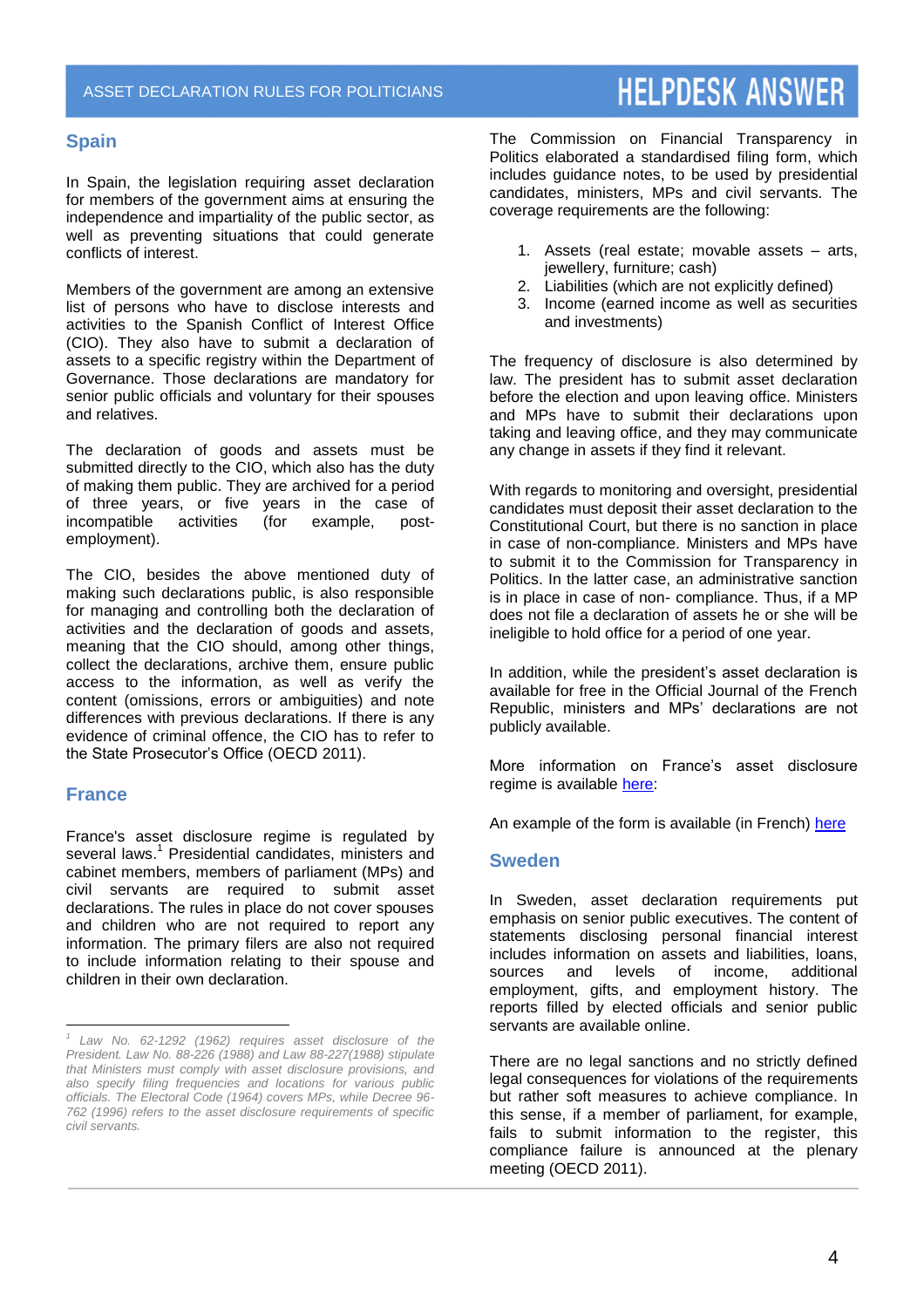## Spain

In Spain, the legislation requiring asset declaration for members of the government aims at ensuring the independence and impartiality of the public sector, as well as preventing situations that could generate conflicts of interest.

Members of the government are among an extensive list of persons who have to disclose interests and activities to the Spanish Conflict of Interest Office (CIO). They also have to submit a declaration of assets to a specific registry within the Department of Governance. Those declarations are mandatory for senior public officials and voluntary for their spouses and relatives.

The declaration of goods and assets must be submitted directly to the CIO, which also has the duty of making them public. They are archived for a period of three years, or five years in the case of incompatible activities (for example, post-employment).

The CIO, besides the above mentioned duty of making such declarations public, is also responsible for managing and controlling both the declaration of activities and the declaration of goods and assets, meaning that the CIO should, among other things, collect the declarations, archive them, ensure public access to the information, as well as verify the content (omissions, errors or ambiguities) and note differences with previous declarations. If there is any evidence of criminal offence, the CIO has to refer to the State Prosecutor's Office (OECD 2011).

## France

France's asset disclosure regime is regulated by several laws.[1] Presidential candidates, ministers and cabinet members, members of parliament (MPs) and civil servants are required to submit asset declarations. The rules in place do not cover spouses and children who are not required to report any information. The primary filers are also not required to include information relating to their spouse and children in their own declaration.

The Commission on Financial Transparency in Politics elaborated a standardised filing form, which includes guidance notes, to be used by presidential candidates, ministers, MPs and civil servants. The coverage requirements are the following:

1. Assets (real estate; movable assets – arts, jewellery, furniture; cash)
2. Liabilities (which are not explicitly defined)
3. Income (earned income as well as securities and investments)

The frequency of disclosure is also determined by law. The president has to submit asset declaration before the election and upon leaving office. Ministers and MPs have to submit their declarations upon taking and leaving office, and they may communicate any change in assets if they find it relevant.

With regards to monitoring and oversight, presidential candidates must deposit their asset declaration to the Constitutional Court, but there is no sanction in place in case of non-compliance. Ministers and MPs have to submit it to the Commission for Transparency in Politics. In the latter case, an administrative sanction is in place in case of non- compliance. Thus, if a MP does not file a declaration of assets he or she will be ineligible to hold office for a period of one year.

In addition, while the president's asset declaration is available for free in the Official Journal of the French Republic, ministers and MPs' declarations are not publicly available.

More information on France's asset disclosure regime is available here:

An example of the form is available (in French) here

## Sweden

In Sweden, asset declaration requirements put emphasis on senior public executives. The content of statements disclosing personal financial interest includes information on assets and liabilities, loans, sources and levels of income, additional employment, gifts, and employment history. The reports filled by elected officials and senior public servants are available online.

There are no legal sanctions and no strictly defined legal consequences for violations of the requirements but rather soft measures to achieve compliance. In this sense, if a member of parliament, for example, fails to submit information to the register, this compliance failure is announced at the plenary meeting (OECD 2011).

---

[1] *Law No. 62-1292 (1962) requires asset disclosure of the President. Law No. 88-226 (1988) and Law 88-227(1988) stipulate that Ministers must comply with asset disclosure provisions, and also specify filing frequencies and locations for various public officials. The Electoral Code (1964) covers MPs, while Decree 96-762 (1996) refers to the asset disclosure requirements of specific civil servants.*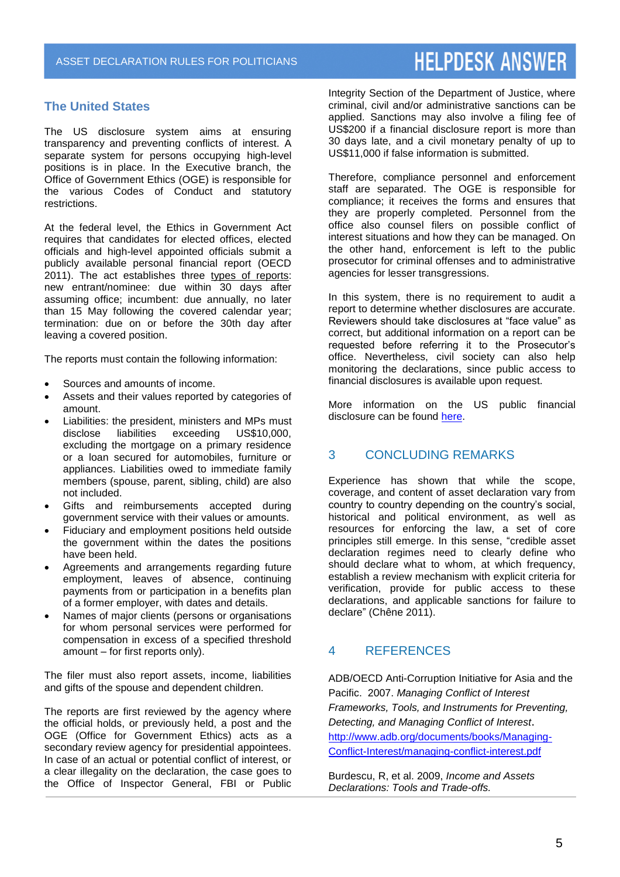## The United States

The US disclosure system aims at ensuring transparency and preventing conflicts of interest. A separate system for persons occupying high-level positions is in place. In the Executive branch, the Office of Government Ethics (OGE) is responsible for the various Codes of Conduct and statutory restrictions.

At the federal level, the Ethics in Government Act requires that candidates for elected offices, elected officials and high-level appointed officials submit a publicly available personal financial report (OECD 2011). The act establishes three types of reports: new entrant/nominee: due within 30 days after assuming office; incumbent: due annually, no later than 15 May following the covered calendar year; termination: due on or before the 30th day after leaving a covered position.

The reports must contain the following information:

- Sources and amounts of income.
- Assets and their values reported by categories of amount.
- Liabilities: the president, ministers and MPs must disclose liabilities exceeding US$10,000, excluding the mortgage on a primary residence or a loan secured for automobiles, furniture or appliances. Liabilities owed to immediate family members (spouse, parent, sibling, child) are also not included.
- Gifts and reimbursements accepted during government service with their values or amounts.
- Fiduciary and employment positions held outside the government within the dates the positions have been held.
- Agreements and arrangements regarding future employment, leaves of absence, continuing payments from or participation in a benefits plan of a former employer, with dates and details.
- Names of major clients (persons or organisations for whom personal services were performed for compensation in excess of a specified threshold amount – for first reports only).

The filer must also report assets, income, liabilities and gifts of the spouse and dependent children.

The reports are first reviewed by the agency where the official holds, or previously held, a post and the OGE (Office for Government Ethics) acts as a secondary review agency for presidential appointees. In case of an actual or potential conflict of interest, or a clear illegality on the declaration, the case goes to the Office of Inspector General, FBI or Public Integrity Section of the Department of Justice, where criminal, civil and/or administrative sanctions can be applied. Sanctions may also involve a filing fee of US$200 if a financial disclosure report is more than 30 days late, and a civil monetary penalty of up to US$11,000 if false information is submitted.

Therefore, compliance personnel and enforcement staff are separated. The OGE is responsible for compliance; it receives the forms and ensures that they are properly completed. Personnel from the office also counsel filers on possible conflict of interest situations and how they can be managed. On the other hand, enforcement is left to the public prosecutor for criminal offenses and to administrative agencies for lesser transgressions.

In this system, there is no requirement to audit a report to determine whether disclosures are accurate. Reviewers should take disclosures at "face value" as correct, but additional information on a report can be requested before referring it to the Prosecutor's office. Nevertheless, civil society can also help monitoring the declarations, since public access to financial disclosures is available upon request.

More information on the US public financial disclosure can be found here.

## 3 CONCLUDING REMARKS

Experience has shown that while the scope, coverage, and content of asset declaration vary from country to country depending on the country's social, historical and political environment, as well as resources for enforcing the law, a set of core principles still emerge. In this sense, "credible asset declaration regimes need to clearly define who should declare what to whom, at which frequency, establish a review mechanism with explicit criteria for verification, provide for public access to these declarations, and applicable sanctions for failure to declare" (Chêne 2011).

## 4 REFERENCES

ADB/OECD Anti-Corruption Initiative for Asia and the Pacific. 2007. *Managing Conflict of Interest Frameworks, Tools, and Instruments for Preventing, Detecting, and Managing Conflict of Interest*. http://www.adb.org/documents/books/Managing-Conflict-Interest/managing-conflict-interest.pdf

Burdescu, R, et al. 2009, *Income and Assets Declarations: Tools and Trade-offs.*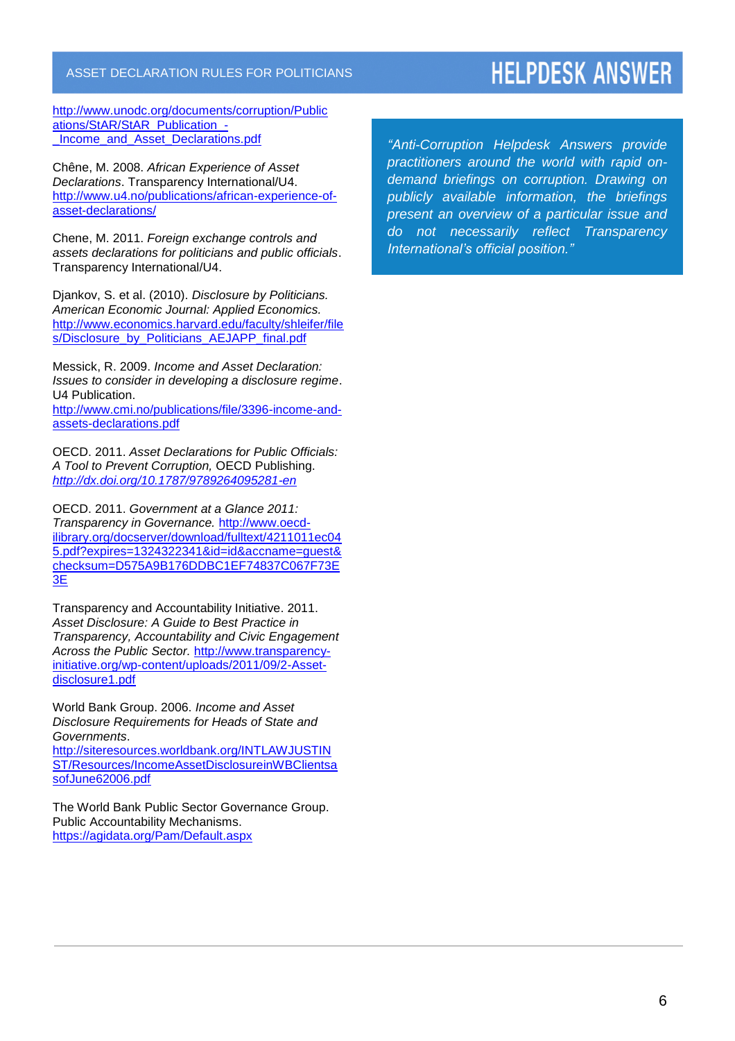http://www.unodc.org/documents/corruption/Publications/StAR/StAR_Publication_-_Income_and_Asset_Declarations.pdf

Chêne, M. 2008. *African Experience of Asset Declarations*. Transparency International/U4. http://www.u4.no/publications/african-experience-of-asset-declarations/

Chene, M. 2011. *Foreign exchange controls and assets declarations for politicians and public officials*. Transparency International/U4.

Djankov, S. et al. (2010). *Disclosure by Politicians. American Economic Journal: Applied Economics.* http://www.economics.harvard.edu/faculty/shleifer/files/Disclosure_by_Politicians_AEJAPP_final.pdf

Messick, R. 2009. *Income and Asset Declaration: Issues to consider in developing a disclosure regime*. U4 Publication. http://www.cmi.no/publications/file/3396-income-and-assets-declarations.pdf

OECD. 2011. *Asset Declarations for Public Officials: A Tool to Prevent Corruption,* OECD Publishing. *http://dx.doi.org/10.1787/9789264095281-en*

OECD. 2011. *Government at a Glance 2011: Transparency in Governance.* http://www.oecd-ilibrary.org/docserver/download/fulltext/4211011ec045.pdf?expires=1324322341&id=id&accname=guest&checksum=D575A9B176DDBC1EF74837C067F73E3E

Transparency and Accountability Initiative. 2011. *Asset Disclosure: A Guide to Best Practice in Transparency, Accountability and Civic Engagement Across the Public Sector.* http://www.transparency-initiative.org/wp-content/uploads/2011/09/2-Asset-disclosure1.pdf

World Bank Group. 2006. *Income and Asset Disclosure Requirements for Heads of State and Governments*. http://siteresources.worldbank.org/INTLAWJUSTINST/Resources/IncomeAssetDisclosureinWBClientsasofJune62006.pdf

The World Bank Public Sector Governance Group. Public Accountability Mechanisms. https://agidata.org/Pam/Default.aspx

*"Anti-Corruption Helpdesk Answers provide practitioners around the world with rapid on-demand briefings on corruption. Drawing on publicly available information, the briefings present an overview of a particular issue and do not necessarily reflect Transparency International's official position."*